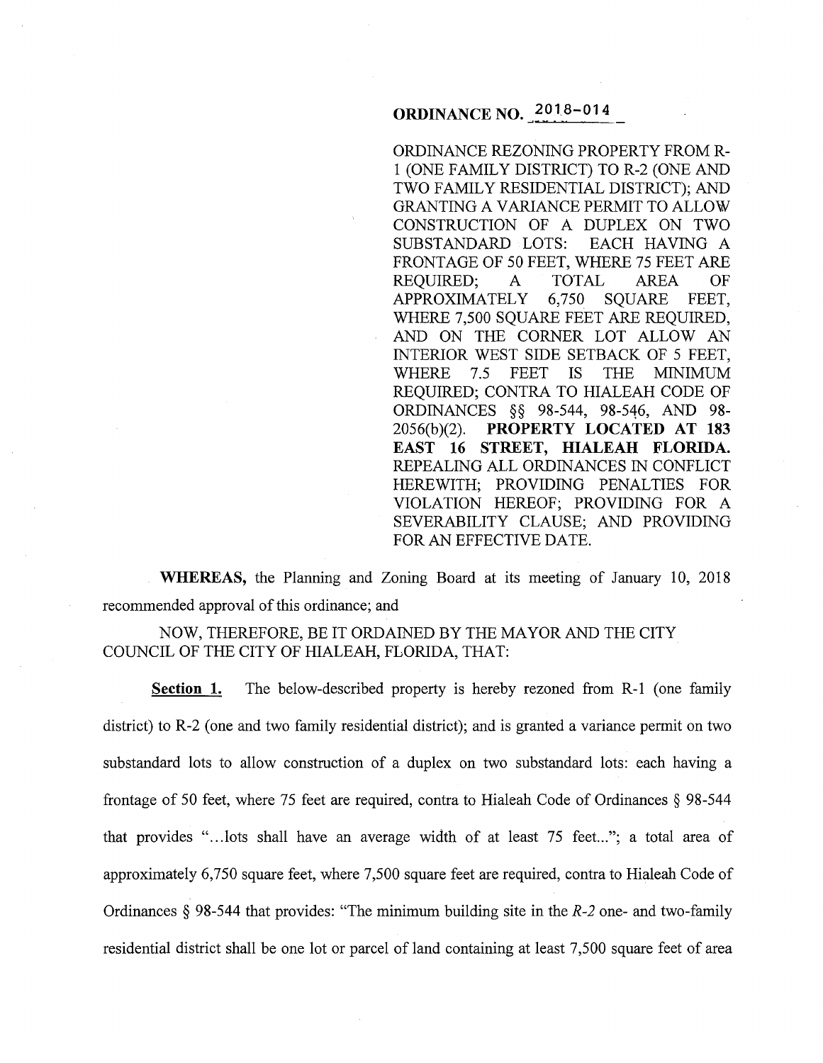**ORDINANCE NO. 2018-014**

ORDINANCE REZONING PROPERTY FROM R-1 (ONE FAMILY DISTRICT) TO R-2 (ONE AND TWO FAMILY RESIDENTIAL DISTRICT); AND GRANTING A VARIANCE PERMIT TO ALLOW CONSTRUCTION OF A DUPLEX ON TWO SUBSTANDARD LOTS: EACH HAVING A FRONTAGE OF 50 FEET, WHERE 75 FEET ARE REQUIRED; A TOTAL AREA OF APPROXIMATELY 6,750 SQUARE FEET, WHERE 7,500 SQUARE FEET ARE REQUIRED, AND ON THE CORNER LOT ALLOW AN INTERIOR WEST SIDE SETBACK OF 5 FEET, WHERE 7.5 FEET IS THE MINIMUM REQUIRED; CONTRA TO HIALEAH CODE OF ORDINANCES §§ 98-544, 98-546, AND 98-2056(b)(2). **PROPERTY LOCATED AT 183 EAST 16 STREET, HIALEAH FLORIDA.** REPEALING ALL ORDINANCES IN CONFLICT HEREWITH; PROVIDING PENALTIES FOR VIOLATION HEREOF; PROVIDING FOR A SEVERABILITY CLAUSE; AND PROVIDING FOR AN EFFECTIVE DATE.

**WHEREAS,** the Planning and Zoning Board at its meeting of January 10, 2018 recommended approval of this ordinance; and

NOW, THEREFORE, BE IT ORDAINED BY THE MAYOR AND THE CITY COUNCIL OF THE CITY OF HIALEAH, FLORIDA, THAT:

**Section 1.** The below-described property is hereby rezoned from R-1 (one family district) to R-2 (one and two family residential district); and is granted a variance permit on two substandard lots to allow construction of a duplex on two substandard lots: each having a frontage of 50 feet, where 75 feet are required, contra to Hialeah Code of Ordinances § 98-544 that provides "...lots shall have an average width of at least 75 feet..."; a total area of approximately 6,750 square feet, where 7,500 square feet are required, contra to Hialeah Code of Ordinances § 98-544 that provides: "The minimum building site in the *R-2* one- and two-family residential district shall be one lot or parcel of land containing at least 7,500 square feet of area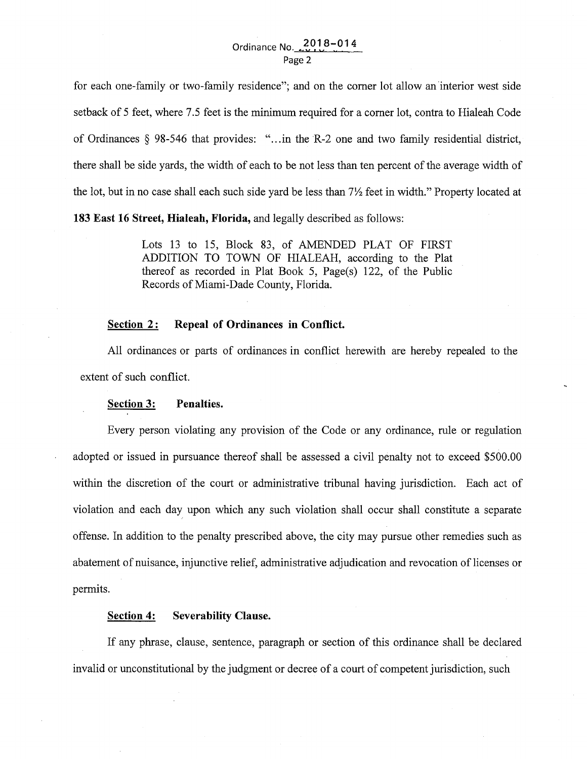for each one-family or two-family residence"; and on the corner lot allow an interior west side setback of 5 feet, where 7.5 feet is the minimum required for a corner lot, contra to Hialeah Code of Ordinances § 98-546 that provides: "...in the R-2 one and two family residential district, there shall be side yards, the width of each to be not less than ten percent of the average width of the lot, but in no case shall each such side yard be less than 7½ feet in width." Property located at **183 East 16 Street, Hialeah, Florida,** and legally described as follows:

> Lots 13 to 15, Block 83, of AMENDED PLAT OF FIRST ADDITION TO TOWN OF HIALEAH, according to the Plat thereof as recorded in Plat Book 5, Page(s) 122, of the Public Records of Miami-Dade County, Florida.

**Section 2: Repeal of Ordinances in Conflict.**

All ordinances or parts of ordinances in conflict herewith are hereby repealed to the extent of such conflict.

**Section 3: Penalties.**

Every person violating any provision of the Code or any ordinance, rule or regulation adopted or issued in pursuance thereof shall be assessed a civil penalty not to exceed $500.00 within the discretion of the court or administrative tribunal having jurisdiction. Each act of violation and each day upon which any such violation shall occur shall constitute a separate offense. In addition to the penalty prescribed above, the city may pursue other remedies such as abatement of nuisance, injunctive relief, administrative adjudication and revocation of licenses or permits.

**Section 4: Severability Clause.**

If any phrase, clause, sentence, paragraph or section of this ordinance shall be declared invalid or unconstitutional by the judgment or decree of a court of competent jurisdiction, such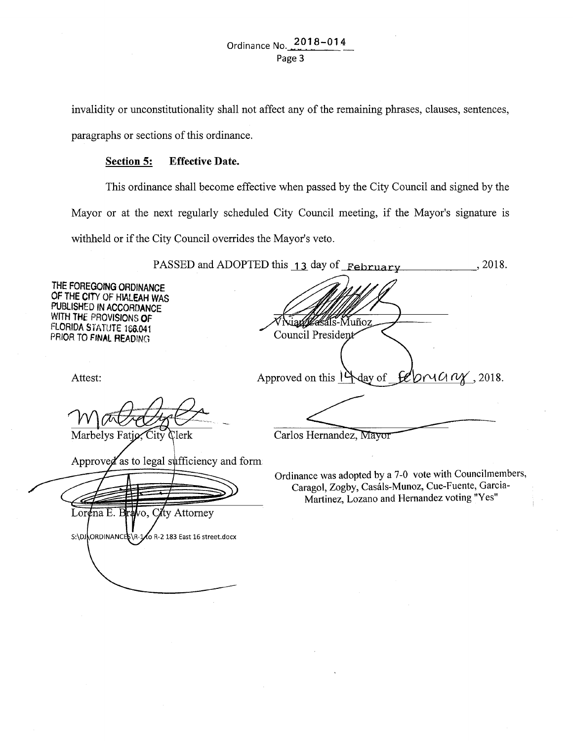Ordinance No. 2018-014

invalidity or unconstitutionality shall not affect any of the remaining phrases, clauses, sentences, paragraphs or sections of this ordinance.

**Section 5: Effective Date.**

This ordinance shall become effective when passed by the City Council and signed by the Mayor or at the next regularly scheduled City Council meeting, if the Mayor's signature is withheld or if the City Council overrides the Mayor's veto.

PASSED and ADOPTED this 13 day of February, 2018.

THE FOREGOING ORDINANCE OF THE CITY OF HIALEAH WAS PUBLISHED IN ACCORDANCE WITH THE PROVISIONS OF FLORIDA STATUTE 166.041 PRIOR TO FINAL READING

Vivian Casàls-Muñoz
Council President

Attest:

Approved on this 14 day of February, 2018.

Marbelys Fatjo, City Clerk

Carlos Hernandez, Mayor

Approved as to legal sufficiency and form

Lorena E. Bravo, City Attorney

Ordinance was adopted by a 7-0 vote with Councilmembers, Caragol, Zogby, Casáls-Munoz, Cue-Fuente, Garcia-Martinez, Lozano and Hernandez voting "Yes"

S:\DJ\ORDINANCES\R-1 to R-2 183 East 16 street.docx